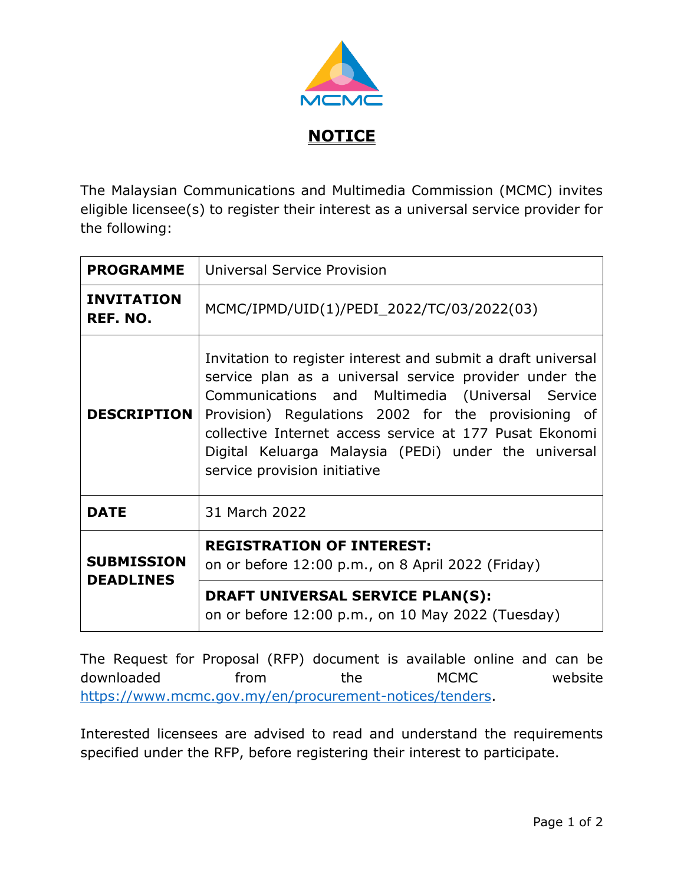# NOTICE

The Malaysian Communications and Multimedia Commission (MCMC) invites eligible licensee(s) to register their interest as a universal service provider for the following:

| | |
|---|---|
| **PROGRAMME** | Universal Service Provision |
| **INVITATION REF. NO.** | MCMC/IPMD/UID(1)/PEDI_2022/TC/03/2022(03) |
| **DESCRIPTION** | Invitation to register interest and submit a draft universal service plan as a universal service provider under the Communications and Multimedia (Universal Service Provision) Regulations 2002 for the provisioning of collective Internet access service at 177 Pusat Ekonomi Digital Keluarga Malaysia (PEDi) under the universal service provision initiative |
| **DATE** | 31 March 2022 |
| **SUBMISSION DEADLINES** | **REGISTRATION OF INTEREST:** on or before 12:00 p.m., on 8 April 2022 (Friday) |
| | **DRAFT UNIVERSAL SERVICE PLAN(S):** on or before 12:00 p.m., on 10 May 2022 (Tuesday) |

The Request for Proposal (RFP) document is available online and can be downloaded from the MCMC website https://www.mcmc.gov.my/en/procurement-notices/tenders.

Interested licensees are advised to read and understand the requirements specified under the RFP, before registering their interest to participate.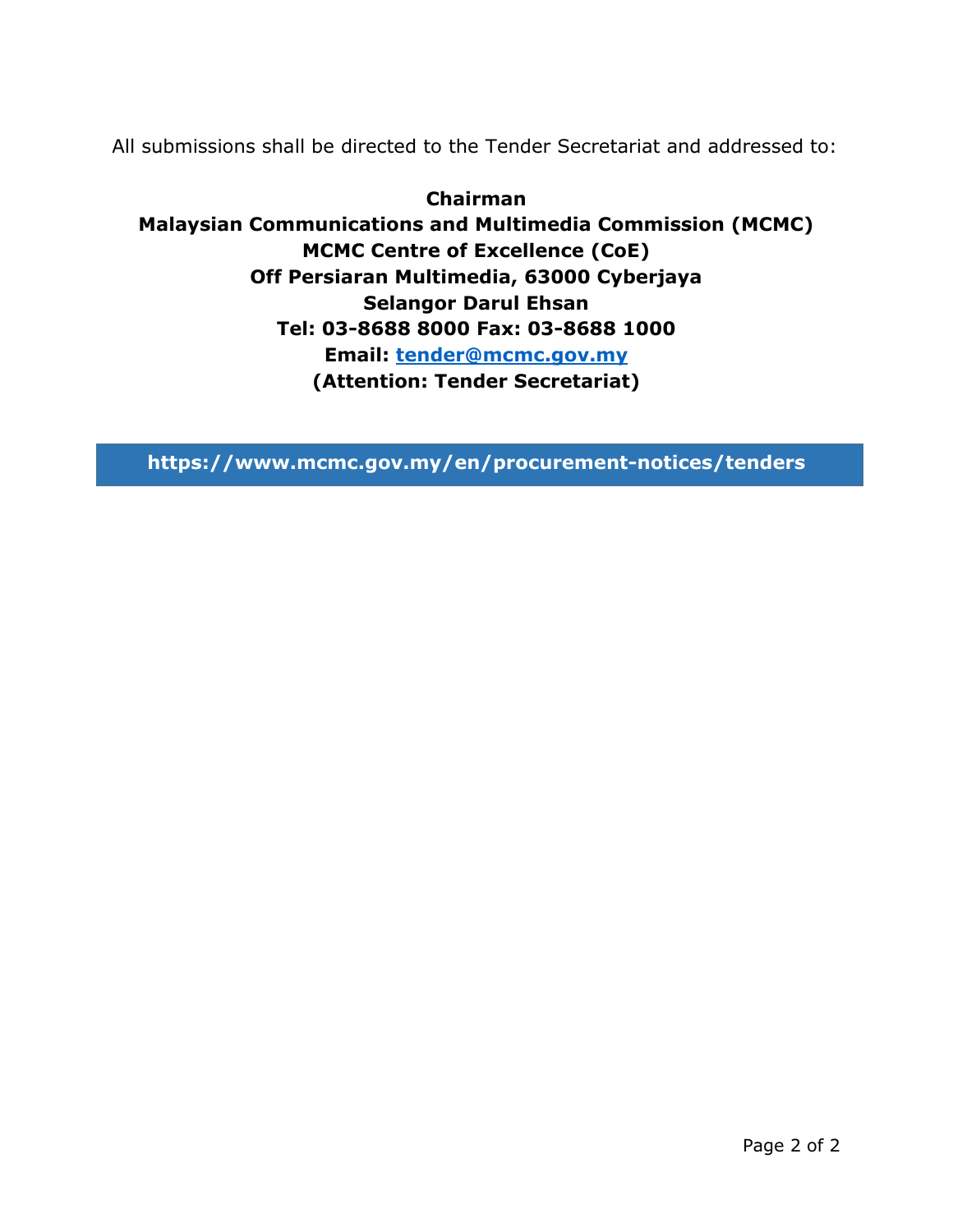All submissions shall be directed to the Tender Secretariat and addressed to:

**Chairman**
**Malaysian Communications and Multimedia Commission (MCMC)**
**MCMC Centre of Excellence (CoE)**
**Off Persiaran Multimedia, 63000 Cyberjaya**
**Selangor Darul Ehsan**
**Tel: 03-8688 8000 Fax: 03-8688 1000**
**Email: tender@mcmc.gov.my**
**(Attention: Tender Secretariat)**

**https://www.mcmc.gov.my/en/procurement-notices/tenders**